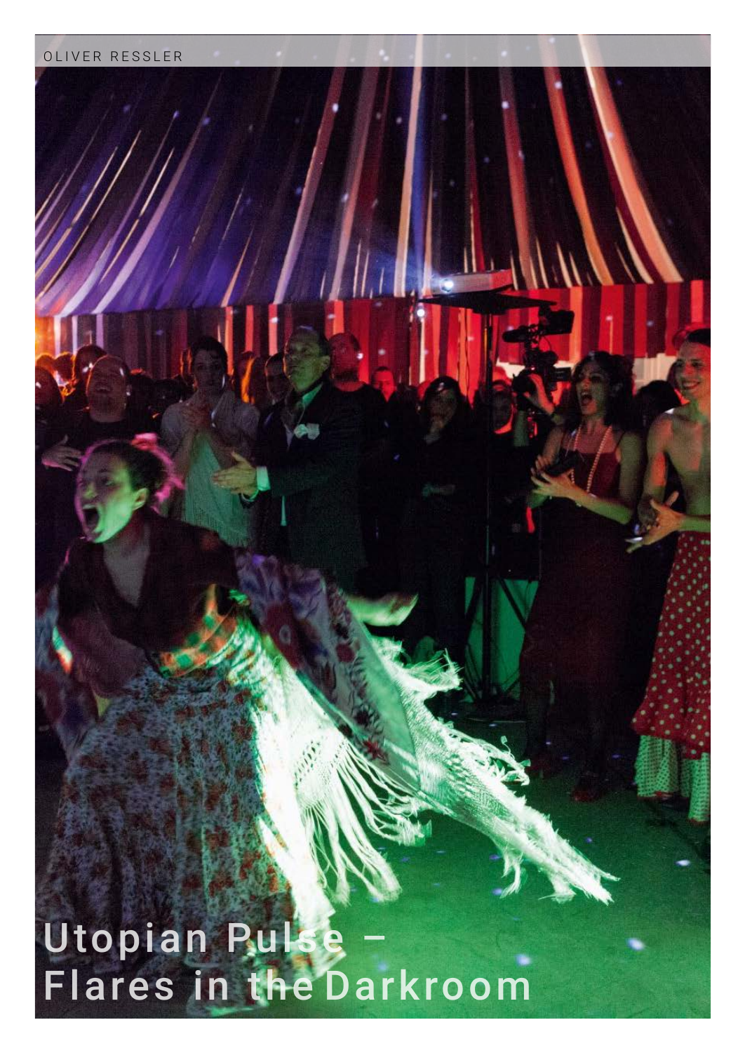OLIVER RESSLER

# Utopian Pulse – Flares in the Darkroom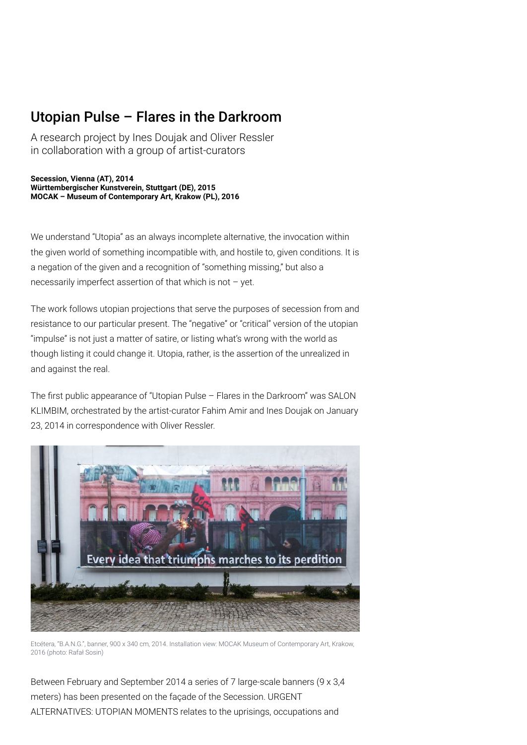# Utopian Pulse – Flares in the Darkroom

A research project by Ines Doujak and Oliver Ressler
in collaboration with a group of artist-curators

**Secession, Vienna (AT), 2014**
**Württembergischer Kunstverein, Stuttgart (DE), 2015**
**MOCAK – Museum of Contemporary Art, Krakow (PL), 2016**

We understand "Utopia" as an always incomplete alternative, the invocation within the given world of something incompatible with, and hostile to, given conditions. It is a negation of the given and a recognition of "something missing," but also a necessarily imperfect assertion of that which is not – yet.

The work follows utopian projections that serve the purposes of secession from and resistance to our particular present. The "negative" or "critical" version of the utopian "impulse" is not just a matter of satire, or listing what's wrong with the world as though listing it could change it. Utopia, rather, is the assertion of the unrealized in and against the real.

The first public appearance of "Utopian Pulse – Flares in the Darkroom" was SALON KLIMBIM, orchestrated by the artist-curator Fahim Amir and Ines Doujak on January 23, 2014 in correspondence with Oliver Ressler.

Every idea that triumphs marches to its perdition

Etcétera, "B.A.N.G.", banner, 900 x 340 cm, 2014. Installation view: MOCAK Museum of Contemporary Art, Krakow, 2016 (photo: Rafał Sosin)

Between February and September 2014 a series of 7 large-scale banners (9 x 3,4 meters) has been presented on the façade of the Secession. URGENT ALTERNATIVES: UTOPIAN MOMENTS relates to the uprisings, occupations and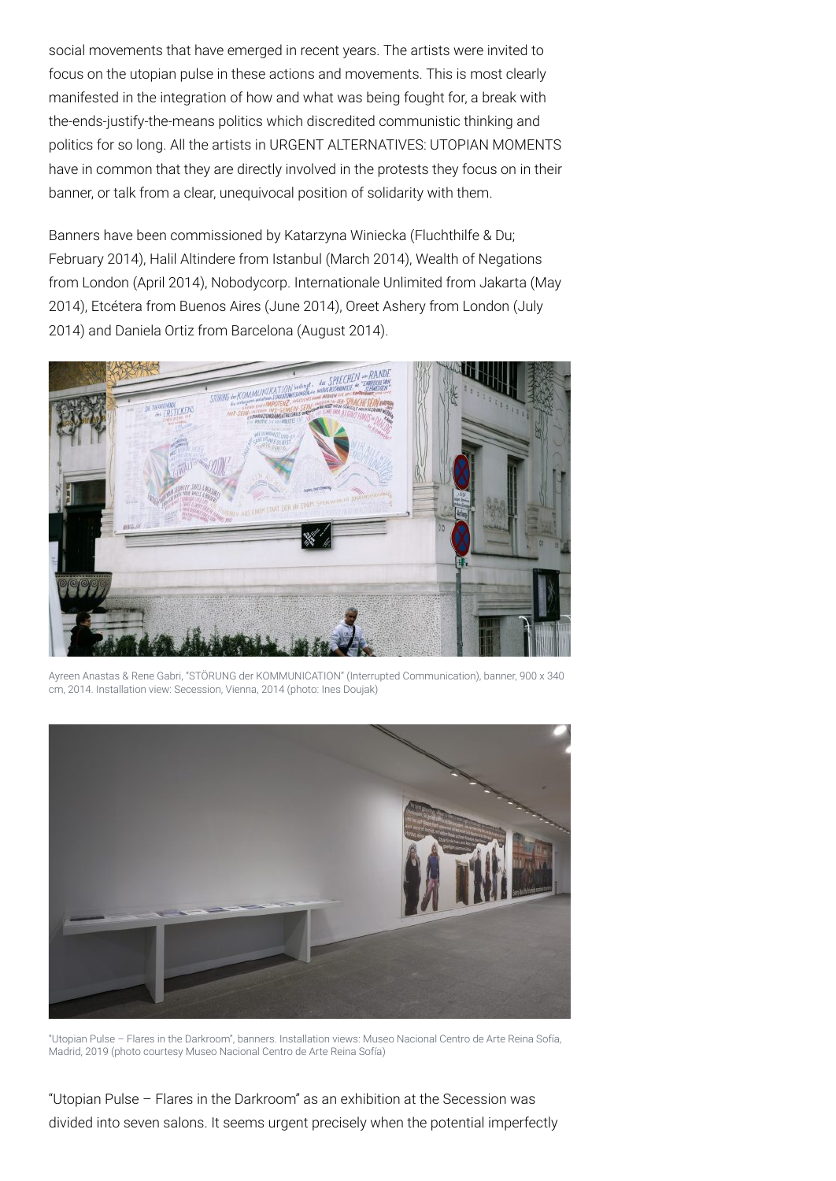social movements that have emerged in recent years. The artists were invited to focus on the utopian pulse in these actions and movements. This is most clearly manifested in the integration of how and what was being fought for, a break with the-ends-justify-the-means politics which discredited communistic thinking and politics for so long. All the artists in URGENT ALTERNATIVES: UTOPIAN MOMENTS have in common that they are directly involved in the protests they focus on in their banner, or talk from a clear, unequivocal position of solidarity with them.

Banners have been commissioned by Katarzyna Winiecka (Fluchthilfe & Du; February 2014), Halil Altindere from Istanbul (March 2014), Wealth of Negations from London (April 2014), Nobodycorp. Internationale Unlimited from Jakarta (May 2014), Etcétera from Buenos Aires (June 2014), Oreet Ashery from London (July 2014) and Daniela Ortiz from Barcelona (August 2014).

Ayreen Anastas & Rene Gabri, "STÖRUNG der KOMMUNICATION" (Interrupted Communication), banner, 900 x 340 cm, 2014. Installation view: Secession, Vienna, 2014 (photo: Ines Doujak)

"Utopian Pulse – Flares in the Darkroom", banners. Installation views: Museo Nacional Centro de Arte Reina Sofía, Madrid, 2019 (photo courtesy Museo Nacional Centro de Arte Reina Sofía)

"Utopian Pulse – Flares in the Darkroom" as an exhibition at the Secession was divided into seven salons. It seems urgent precisely when the potential imperfectly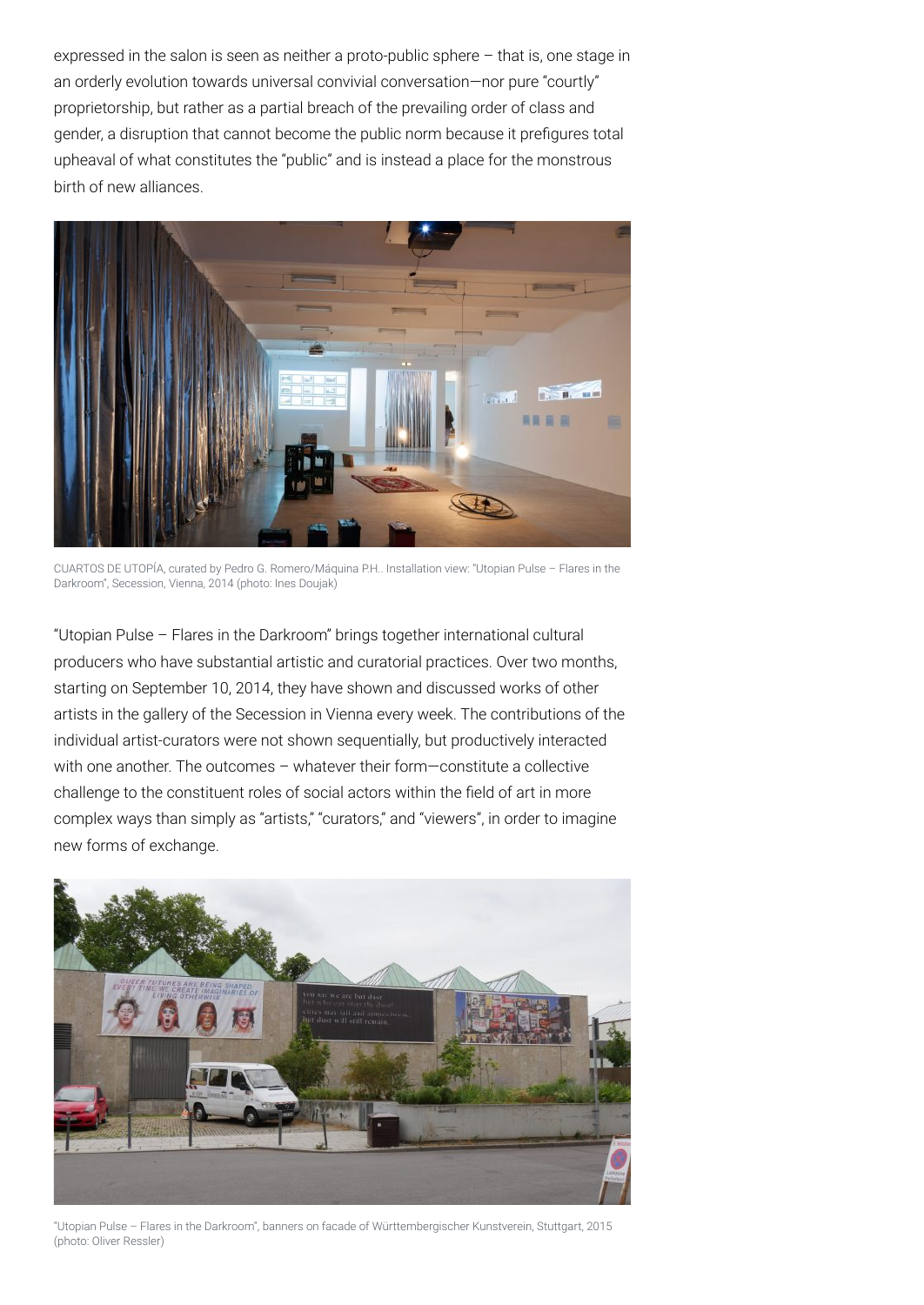expressed in the salon is seen as neither a proto-public sphere – that is, one stage in an orderly evolution towards universal convivial conversation—nor pure "courtly" proprietorship, but rather as a partial breach of the prevailing order of class and gender, a disruption that cannot become the public norm because it prefigures total upheaval of what constitutes the "public" and is instead a place for the monstrous birth of new alliances.

CUARTOS DE UTOPÍA, curated by Pedro G. Romero/Máquina P.H.. Installation view: "Utopian Pulse – Flares in the Darkroom", Secession, Vienna, 2014 (photo: Ines Doujak)

"Utopian Pulse – Flares in the Darkroom" brings together international cultural producers who have substantial artistic and curatorial practices. Over two months, starting on September 10, 2014, they have shown and discussed works of other artists in the gallery of the Secession in Vienna every week. The contributions of the individual artist-curators were not shown sequentially, but productively interacted with one another. The outcomes – whatever their form—constitute a collective challenge to the constituent roles of social actors within the field of art in more complex ways than simply as "artists," "curators," and "viewers", in order to imagine new forms of exchange.

"Utopian Pulse – Flares in the Darkroom", banners on facade of Württembergischer Kunstverein, Stuttgart, 2015 (photo: Oliver Ressler)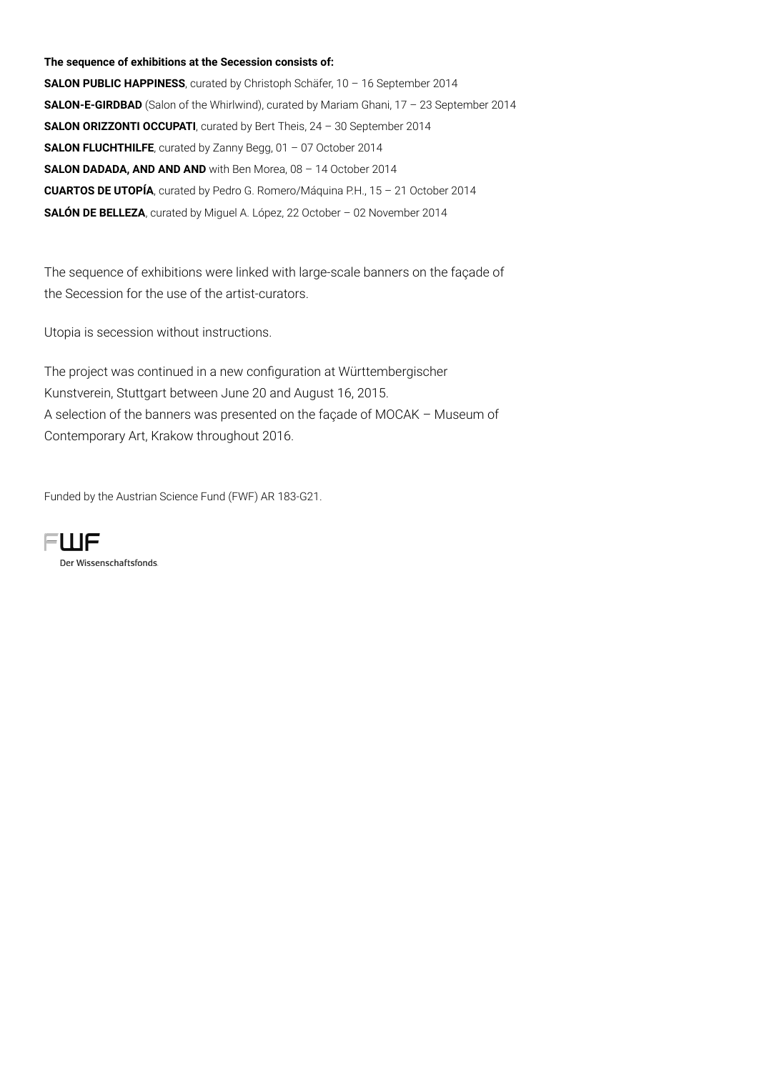**The sequence of exhibitions at the Secession consists of:**

**SALON PUBLIC HAPPINESS**, curated by Christoph Schäfer, 10 – 16 September 2014
**SALON-E-GIRDBAD** (Salon of the Whirlwind), curated by Mariam Ghani, 17 – 23 September 2014
**SALON ORIZZONTI OCCUPATI**, curated by Bert Theis, 24 – 30 September 2014
**SALON FLUCHTHILFE**, curated by Zanny Begg, 01 – 07 October 2014
**SALON DADADA, AND AND AND** with Ben Morea, 08 – 14 October 2014
**CUARTOS DE UTOPÍA**, curated by Pedro G. Romero/Máquina P.H., 15 – 21 October 2014
**SALÓN DE BELLEZA**, curated by Miguel A. López, 22 October – 02 November 2014

The sequence of exhibitions were linked with large-scale banners on the façade of the Secession for the use of the artist-curators.

Utopia is secession without instructions.

The project was continued in a new configuration at Württembergischer Kunstverein, Stuttgart between June 20 and August 16, 2015.
A selection of the banners was presented on the façade of MOCAK – Museum of Contemporary Art, Krakow throughout 2016.

Funded by the Austrian Science Fund (FWF) AR 183-G21.

FWF
Der Wissenschaftsfonds.